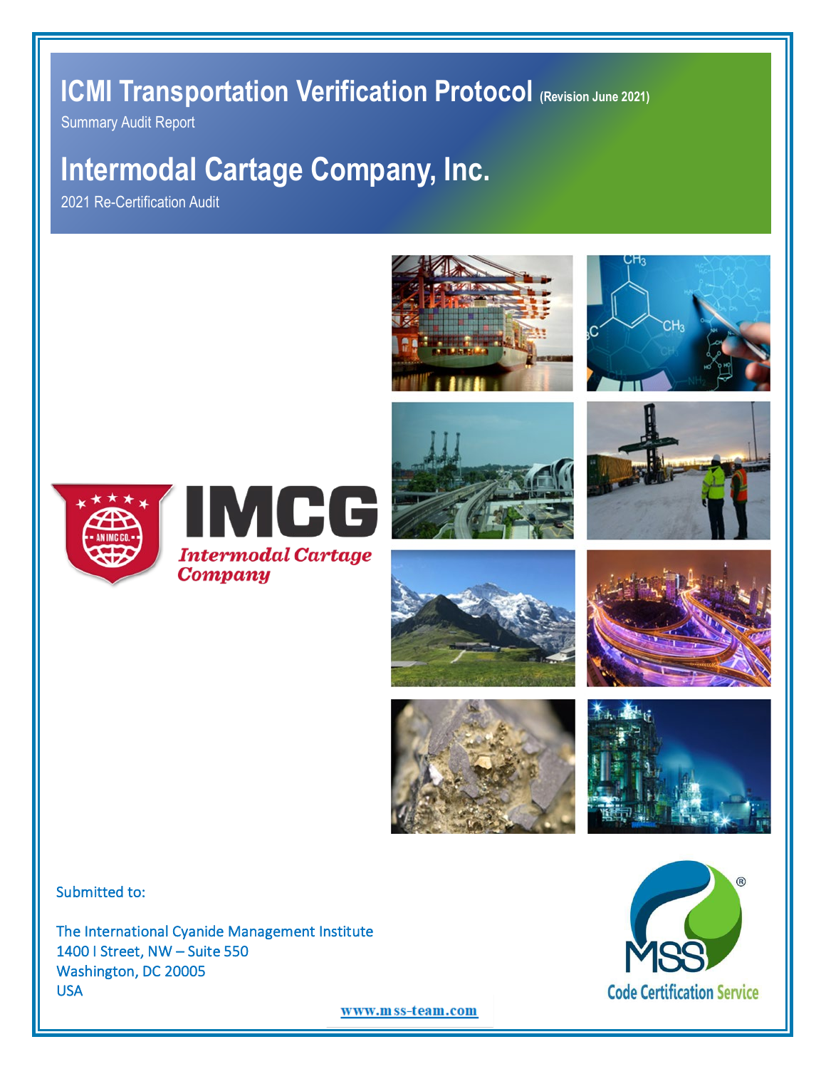# ICMI Transportation Verification Protocol (Revision June 2021)

Summary Audit Report

## Intermodal Cartage Company, Inc.

2021 Re-Certification Audit

IMCG

*Intermodal Cartage Company*

Submitted to:

The International Cyanide Management Institute
1400 I Street, NW – Suite 550
Washington, DC 20005
USA

MSS Code Certification Service

www.mss-team.com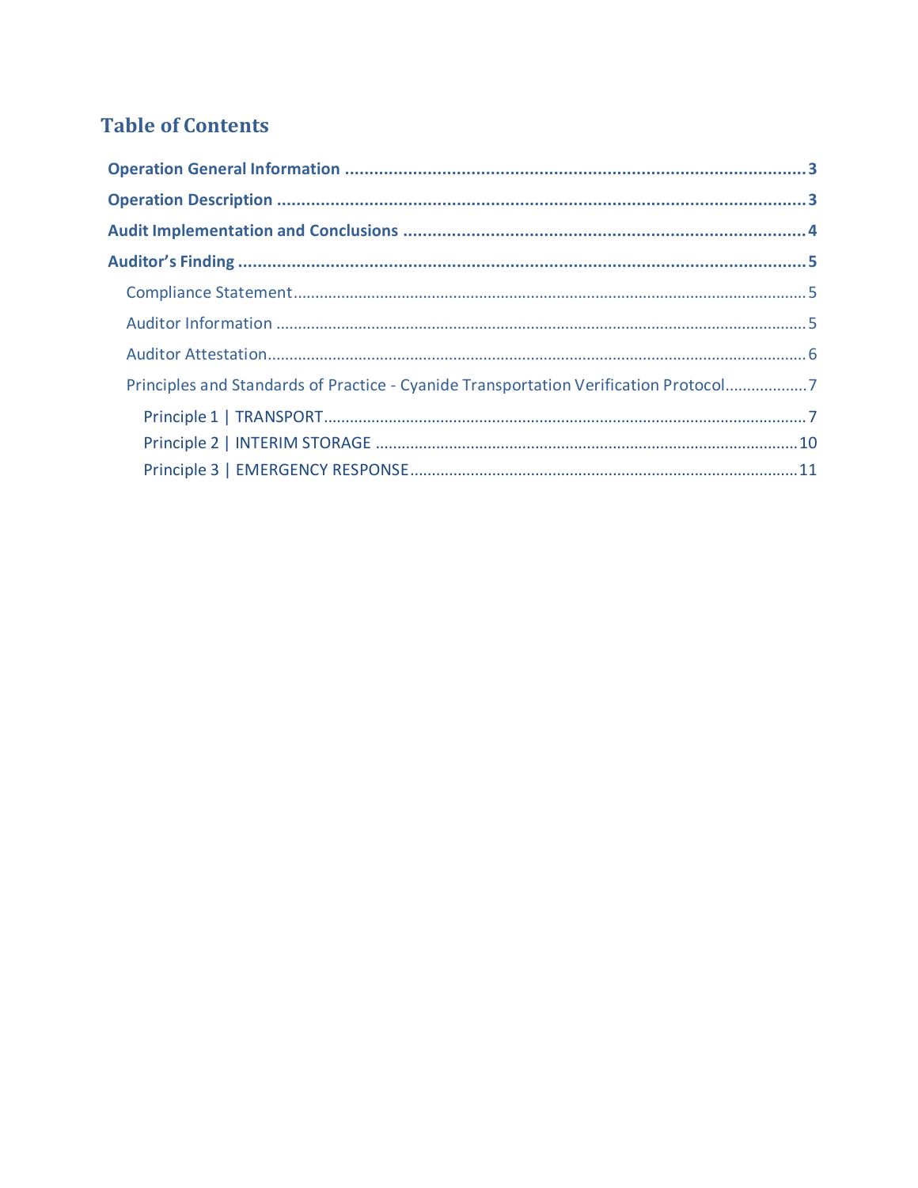# Table of Contents

**Operation General Information** ........................................................................................ 3

**Operation Description** ........................................................................................................ 3

**Audit Implementation and Conclusions** ........................................................................... 4

**Auditor's Finding** ................................................................................................................ 5

- Compliance Statement ...................................................................................................... 5
- Auditor Information .......................................................................................................... 5
- Auditor Attestation ........................................................................................................... 6
- Principles and Standards of Practice - Cyanide Transportation Verification Protocol .................. 7
  - Principle 1 | TRANSPORT ............................................................................................ 7
  - Principle 2 | INTERIM STORAGE ............................................................................... 10
  - Principle 3 | EMERGENCY RESPONSE ........................................................................ 11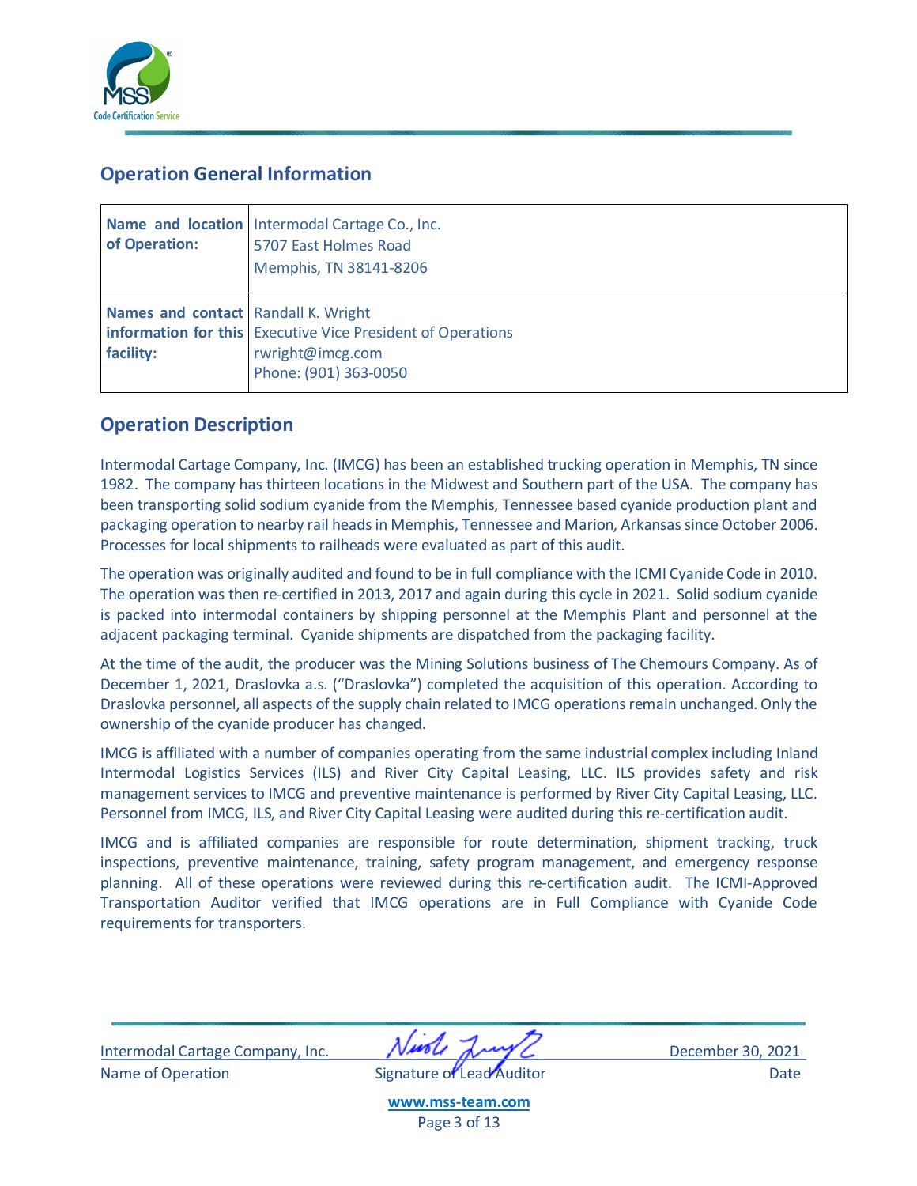## Operation General Information

| Name and location of Operation: | Intermodal Cartage Co., Inc.<br>5707 East Holmes Road<br>Memphis, TN 38141-8206 |
|---|---|
| Names and contact information for this facility: | Randall K. Wright<br>Executive Vice President of Operations<br>rwright@imcg.com<br>Phone: (901) 363-0050 |

## Operation Description

Intermodal Cartage Company, Inc. (IMCG) has been an established trucking operation in Memphis, TN since 1982. The company has thirteen locations in the Midwest and Southern part of the USA. The company has been transporting solid sodium cyanide from the Memphis, Tennessee based cyanide production plant and packaging operation to nearby rail heads in Memphis, Tennessee and Marion, Arkansas since October 2006. Processes for local shipments to railheads were evaluated as part of this audit.

The operation was originally audited and found to be in full compliance with the ICMI Cyanide Code in 2010. The operation was then re-certified in 2013, 2017 and again during this cycle in 2021. Solid sodium cyanide is packed into intermodal containers by shipping personnel at the Memphis Plant and personnel at the adjacent packaging terminal. Cyanide shipments are dispatched from the packaging facility.

At the time of the audit, the producer was the Mining Solutions business of The Chemours Company. As of December 1, 2021, Draslovka a.s. ("Draslovka") completed the acquisition of this operation. According to Draslovka personnel, all aspects of the supply chain related to IMCG operations remain unchanged. Only the ownership of the cyanide producer has changed.

IMCG is affiliated with a number of companies operating from the same industrial complex including Inland Intermodal Logistics Services (ILS) and River City Capital Leasing, LLC. ILS provides safety and risk management services to IMCG and preventive maintenance is performed by River City Capital Leasing, LLC. Personnel from IMCG, ILS, and River City Capital Leasing were audited during this re-certification audit.

IMCG and is affiliated companies are responsible for route determination, shipment tracking, truck inspections, preventive maintenance, training, safety program management, and emergency response planning. All of these operations were reviewed during this re-certification audit. The ICMI-Approved Transportation Auditor verified that IMCG operations are in Full Compliance with Cyanide Code requirements for transporters.

Intermodal Cartage Company, Inc. — Name of Operation

Signature of Lead Auditor

December 30, 2021 — Date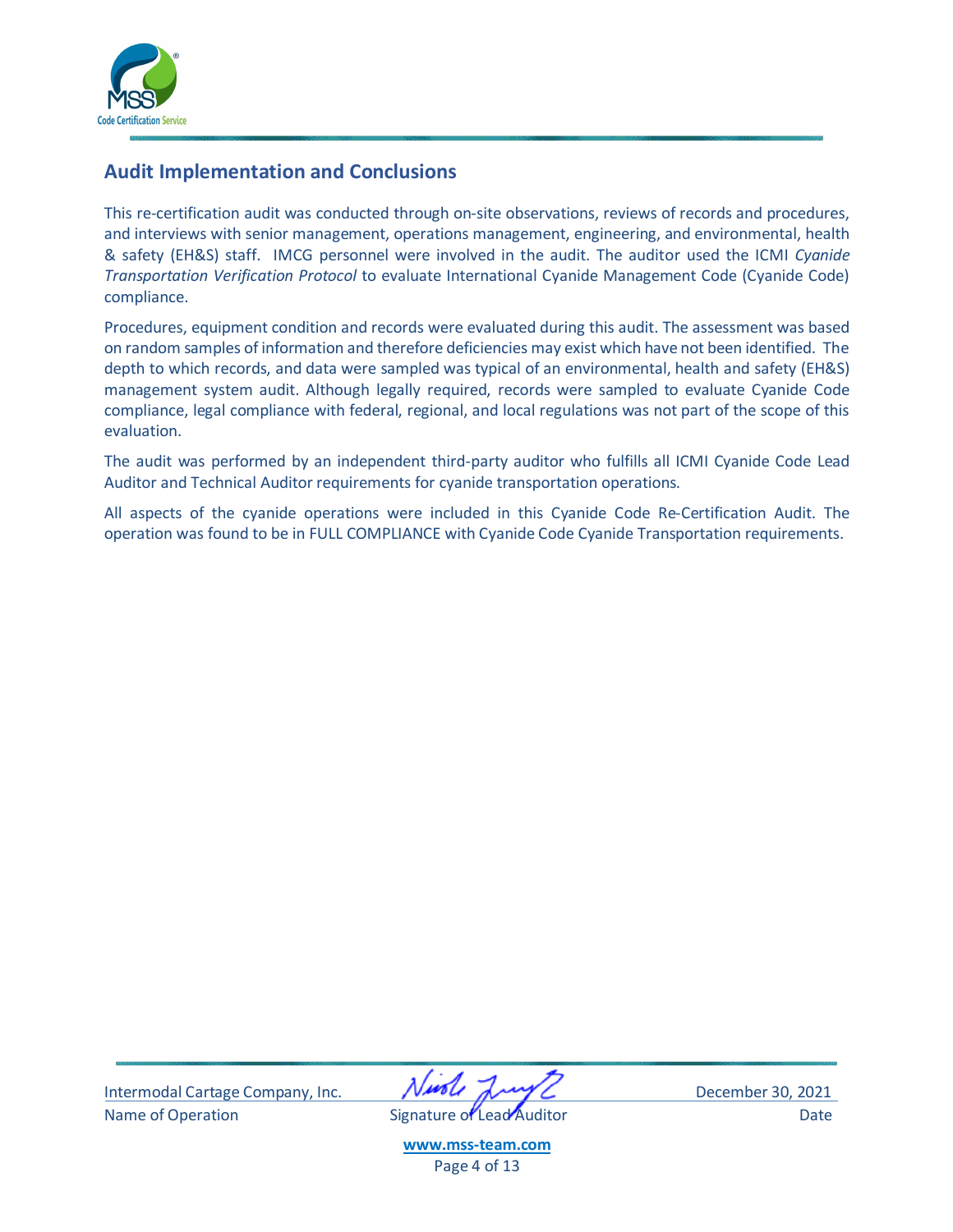## Audit Implementation and Conclusions

This re-certification audit was conducted through on-site observations, reviews of records and procedures, and interviews with senior management, operations management, engineering, and environmental, health & safety (EH&S) staff. IMCG personnel were involved in the audit. The auditor used the ICMI *Cyanide Transportation Verification Protocol* to evaluate International Cyanide Management Code (Cyanide Code) compliance.

Procedures, equipment condition and records were evaluated during this audit. The assessment was based on random samples of information and therefore deficiencies may exist which have not been identified. The depth to which records, and data were sampled was typical of an environmental, health and safety (EH&S) management system audit. Although legally required, records were sampled to evaluate Cyanide Code compliance, legal compliance with federal, regional, and local regulations was not part of the scope of this evaluation.

The audit was performed by an independent third-party auditor who fulfills all ICMI Cyanide Code Lead Auditor and Technical Auditor requirements for cyanide transportation operations.

All aspects of the cyanide operations were included in this Cyanide Code Re-Certification Audit. The operation was found to be in FULL COMPLIANCE with Cyanide Code Cyanide Transportation requirements.

| Intermodal Cartage Company, Inc. | [signature] | December 30, 2021 |
|---|---|---|
| Name of Operation | Signature of Lead Auditor | Date |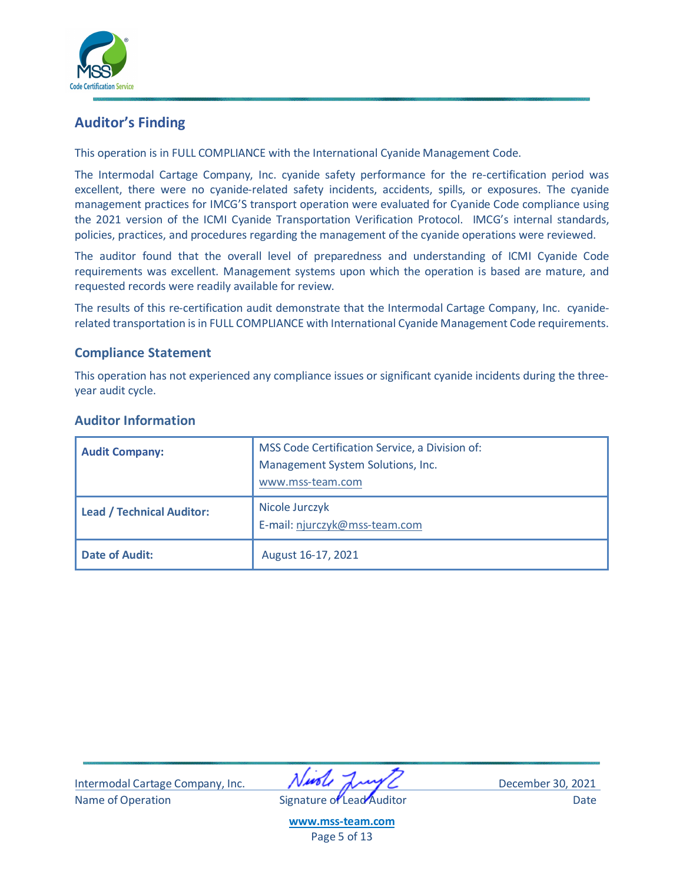## Auditor's Finding

This operation is in FULL COMPLIANCE with the International Cyanide Management Code.

The Intermodal Cartage Company, Inc. cyanide safety performance for the re-certification period was excellent, there were no cyanide-related safety incidents, accidents, spills, or exposures. The cyanide management practices for IMCG'S transport operation were evaluated for Cyanide Code compliance using the 2021 version of the ICMI Cyanide Transportation Verification Protocol. IMCG's internal standards, policies, practices, and procedures regarding the management of the cyanide operations were reviewed.

The auditor found that the overall level of preparedness and understanding of ICMI Cyanide Code requirements was excellent. Management systems upon which the operation is based are mature, and requested records were readily available for review.

The results of this re-certification audit demonstrate that the Intermodal Cartage Company, Inc. cyanide-related transportation is in FULL COMPLIANCE with International Cyanide Management Code requirements.

## Compliance Statement

This operation has not experienced any compliance issues or significant cyanide incidents during the three-year audit cycle.

## Auditor Information

| | |
|---|---|
| **Audit Company:** | MSS Code Certification Service, a Division of: Management System Solutions, Inc. www.mss-team.com |
| **Lead / Technical Auditor:** | Nicole Jurczyk E-mail: njurczyk@mss-team.com |
| **Date of Audit:** | August 16-17, 2021 |

| Intermodal Cartage Company, Inc. | | December 30, 2021 |
|---|---|---|
| Name of Operation | Signature of Lead Auditor | Date |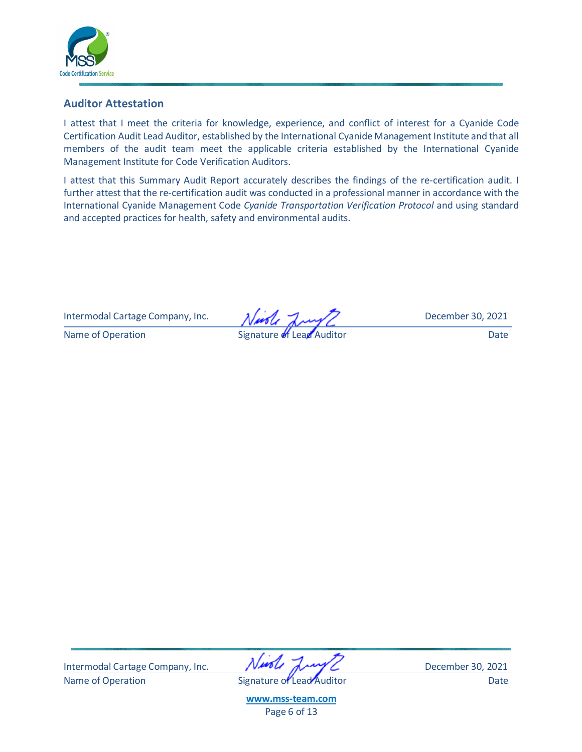## Auditor Attestation

I attest that I meet the criteria for knowledge, experience, and conflict of interest for a Cyanide Code Certification Audit Lead Auditor, established by the International Cyanide Management Institute and that all members of the audit team meet the applicable criteria established by the International Cyanide Management Institute for Code Verification Auditors.

I attest that this Summary Audit Report accurately describes the findings of the re-certification audit. I further attest that the re-certification audit was conducted in a professional manner in accordance with the International Cyanide Management Code *Cyanide Transportation Verification Protocol* and using standard and accepted practices for health, safety and environmental audits.

| Intermodal Cartage Company, Inc. | [Signature] | December 30, 2021 |
|---|---|---|
| Name of Operation | Signature of Lead Auditor | Date |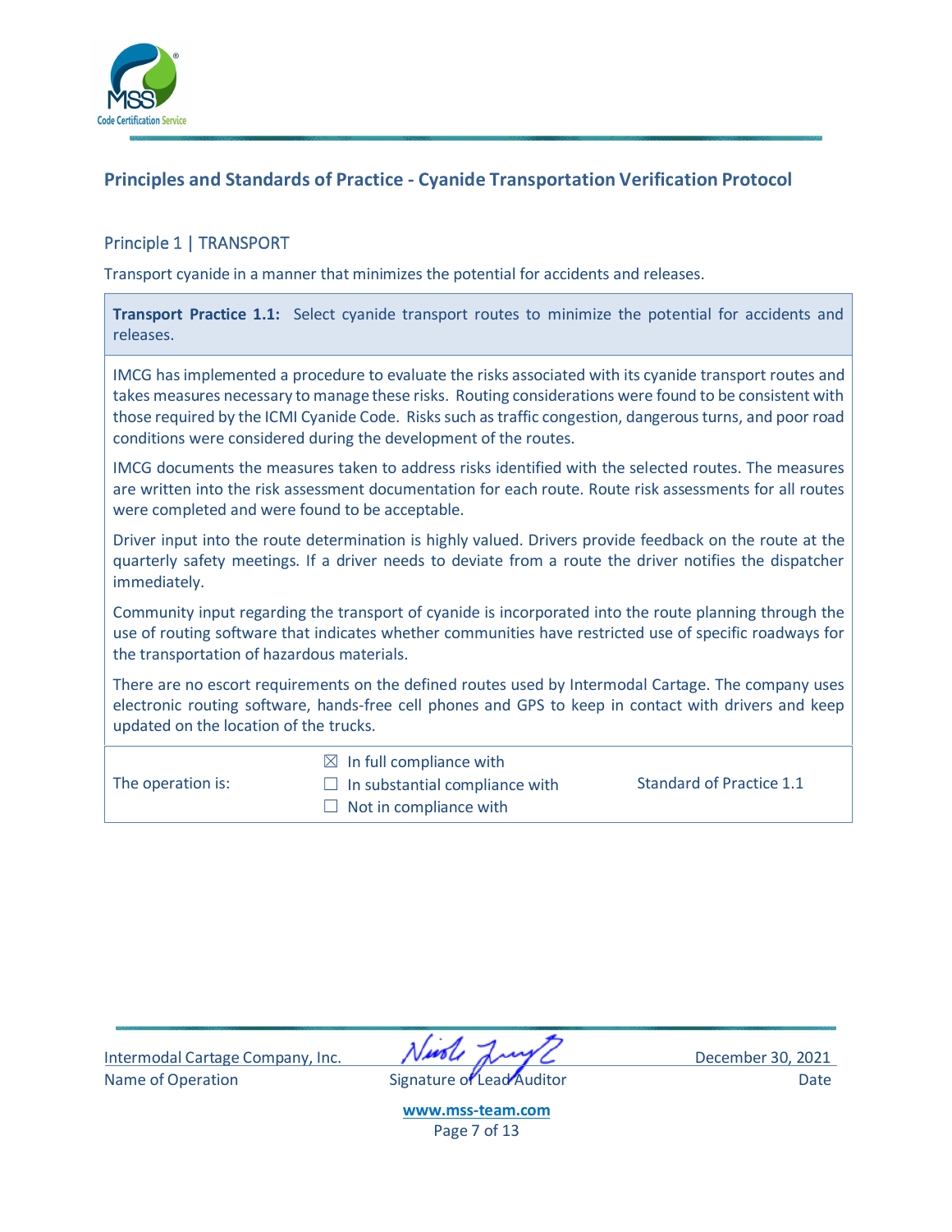## Principles and Standards of Practice - Cyanide Transportation Verification Protocol

### Principle 1 | TRANSPORT

Transport cyanide in a manner that minimizes the potential for accidents and releases.

**Transport Practice 1.1:** Select cyanide transport routes to minimize the potential for accidents and releases.

IMCG has implemented a procedure to evaluate the risks associated with its cyanide transport routes and takes measures necessary to manage these risks. Routing considerations were found to be consistent with those required by the ICMI Cyanide Code. Risks such as traffic congestion, dangerous turns, and poor road conditions were considered during the development of the routes.

IMCG documents the measures taken to address risks identified with the selected routes. The measures are written into the risk assessment documentation for each route. Route risk assessments for all routes were completed and were found to be acceptable.

Driver input into the route determination is highly valued. Drivers provide feedback on the route at the quarterly safety meetings. If a driver needs to deviate from a route the driver notifies the dispatcher immediately.

Community input regarding the transport of cyanide is incorporated into the route planning through the use of routing software that indicates whether communities have restricted use of specific roadways for the transportation of hazardous materials.

There are no escort requirements on the defined routes used by Intermodal Cartage. The company uses electronic routing software, hands-free cell phones and GPS to keep in contact with drivers and keep updated on the location of the trucks.

| The operation is: | ☒ In full compliance with<br>☐ In substantial compliance with<br>☐ Not in compliance with | Standard of Practice 1.1 |
|---|---|---|

Intermodal Cartage Company, Inc. — Name of Operation

Signature of Lead Auditor

December 30, 2021 — Date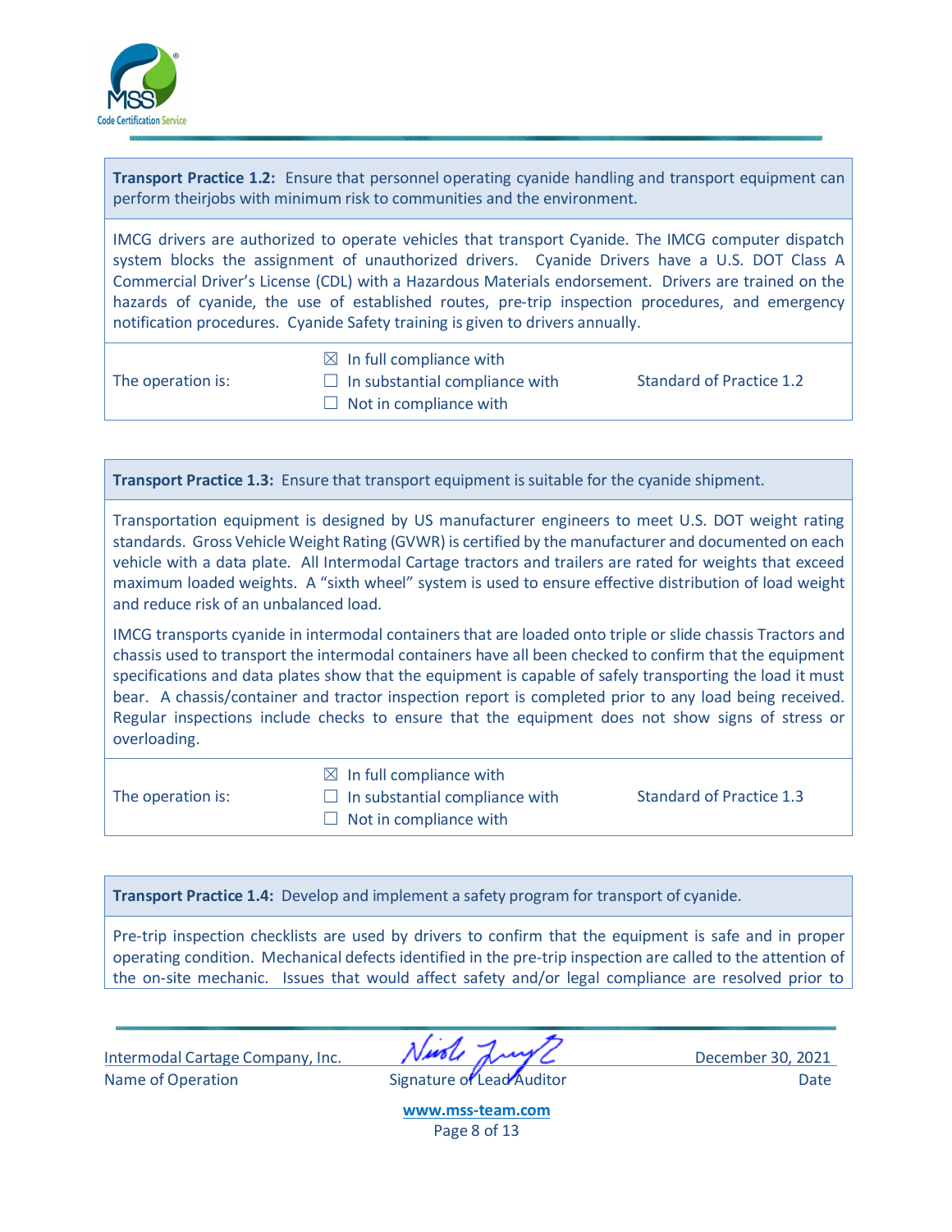**Transport Practice 1.2:** Ensure that personnel operating cyanide handling and transport equipment can perform theirjobs with minimum risk to communities and the environment.

IMCG drivers are authorized to operate vehicles that transport Cyanide. The IMCG computer dispatch system blocks the assignment of unauthorized drivers. Cyanide Drivers have a U.S. DOT Class A Commercial Driver's License (CDL) with a Hazardous Materials endorsement. Drivers are trained on the hazards of cyanide, the use of established routes, pre-trip inspection procedures, and emergency notification procedures. Cyanide Safety training is given to drivers annually.

| The operation is: | ☒ In full compliance with<br>☐ In substantial compliance with<br>☐ Not in compliance with | Standard of Practice 1.2 |
|---|---|---|

**Transport Practice 1.3:** Ensure that transport equipment is suitable for the cyanide shipment.

Transportation equipment is designed by US manufacturer engineers to meet U.S. DOT weight rating standards. Gross Vehicle Weight Rating (GVWR) is certified by the manufacturer and documented on each vehicle with a data plate. All Intermodal Cartage tractors and trailers are rated for weights that exceed maximum loaded weights. A "sixth wheel" system is used to ensure effective distribution of load weight and reduce risk of an unbalanced load.

IMCG transports cyanide in intermodal containers that are loaded onto triple or slide chassis Tractors and chassis used to transport the intermodal containers have all been checked to confirm that the equipment specifications and data plates show that the equipment is capable of safely transporting the load it must bear. A chassis/container and tractor inspection report is completed prior to any load being received. Regular inspections include checks to ensure that the equipment does not show signs of stress or overloading.

| The operation is: | ☒ In full compliance with<br>☐ In substantial compliance with<br>☐ Not in compliance with | Standard of Practice 1.3 |
|---|---|---|

**Transport Practice 1.4:** Develop and implement a safety program for transport of cyanide.

Pre-trip inspection checklists are used by drivers to confirm that the equipment is safe and in proper operating condition. Mechanical defects identified in the pre-trip inspection are called to the attention of the on-site mechanic. Issues that would affect safety and/or legal compliance are resolved prior to

| Intermodal Cartage Company, Inc. | [Signature] | December 30, 2021 |
|---|---|---|
| Name of Operation | Signature of Lead Auditor | Date |

www.mss-team.com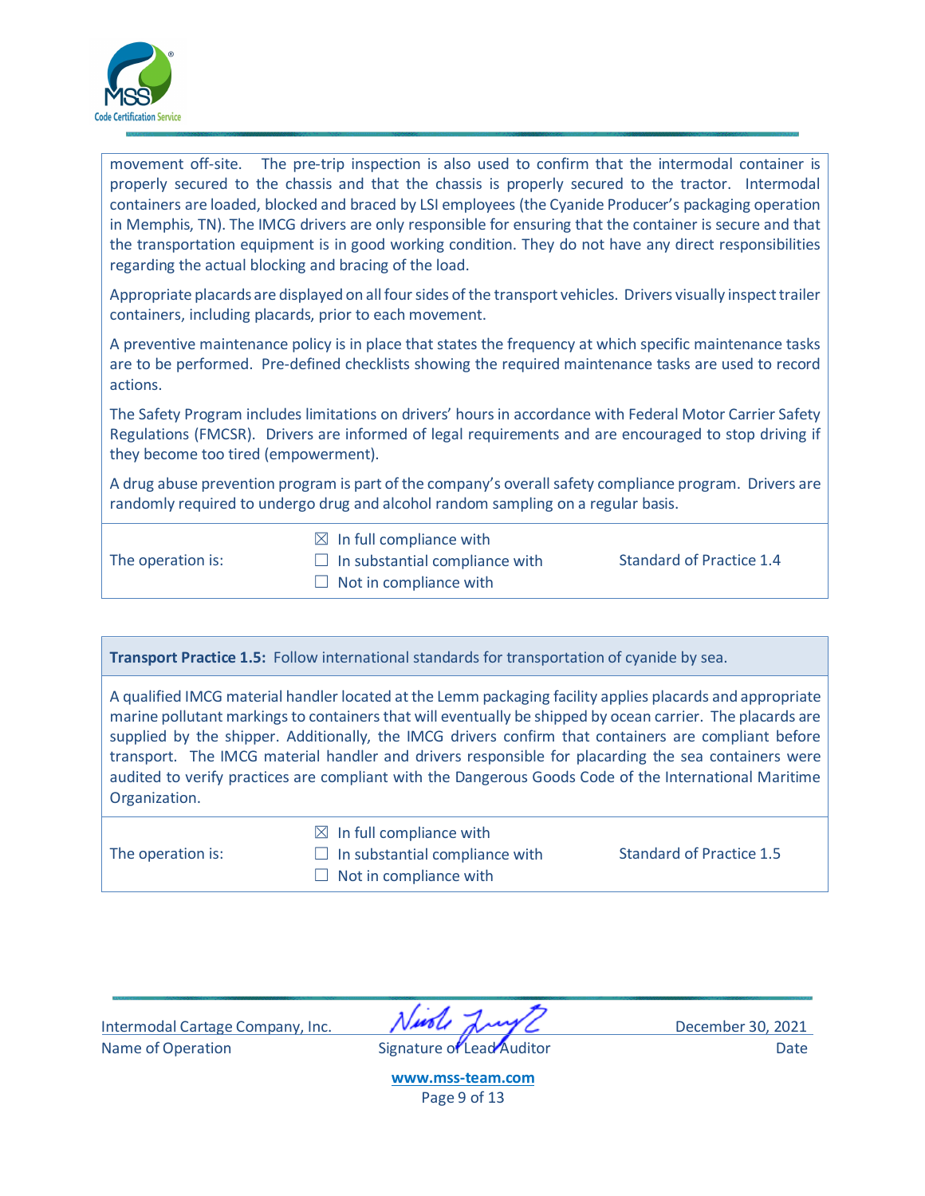movement off-site. The pre-trip inspection is also used to confirm that the intermodal container is properly secured to the chassis and that the chassis is properly secured to the tractor. Intermodal containers are loaded, blocked and braced by LSI employees (the Cyanide Producer's packaging operation in Memphis, TN). The IMCG drivers are only responsible for ensuring that the container is secure and that the transportation equipment is in good working condition. They do not have any direct responsibilities regarding the actual blocking and bracing of the load.

Appropriate placards are displayed on all four sides of the transport vehicles. Drivers visually inspect trailer containers, including placards, prior to each movement.

A preventive maintenance policy is in place that states the frequency at which specific maintenance tasks are to be performed. Pre-defined checklists showing the required maintenance tasks are used to record actions.

The Safety Program includes limitations on drivers' hours in accordance with Federal Motor Carrier Safety Regulations (FMCSR). Drivers are informed of legal requirements and are encouraged to stop driving if they become too tired (empowerment).

A drug abuse prevention program is part of the company's overall safety compliance program. Drivers are randomly required to undergo drug and alcohol random sampling on a regular basis.

| The operation is: | ☒ In full compliance with<br>☐ In substantial compliance with<br>☐ Not in compliance with | Standard of Practice 1.4 |
|---|---|---|

**Transport Practice 1.5:** Follow international standards for transportation of cyanide by sea.

A qualified IMCG material handler located at the Lemm packaging facility applies placards and appropriate marine pollutant markings to containers that will eventually be shipped by ocean carrier. The placards are supplied by the shipper. Additionally, the IMCG drivers confirm that containers are compliant before transport. The IMCG material handler and drivers responsible for placarding the sea containers were audited to verify practices are compliant with the Dangerous Goods Code of the International Maritime Organization.

| The operation is: | ☒ In full compliance with<br>☐ In substantial compliance with<br>☐ Not in compliance with | Standard of Practice 1.5 |
|---|---|---|

Intermodal Cartage Company, Inc. — Name of Operation
Signature of Lead Auditor
December 30, 2021 — Date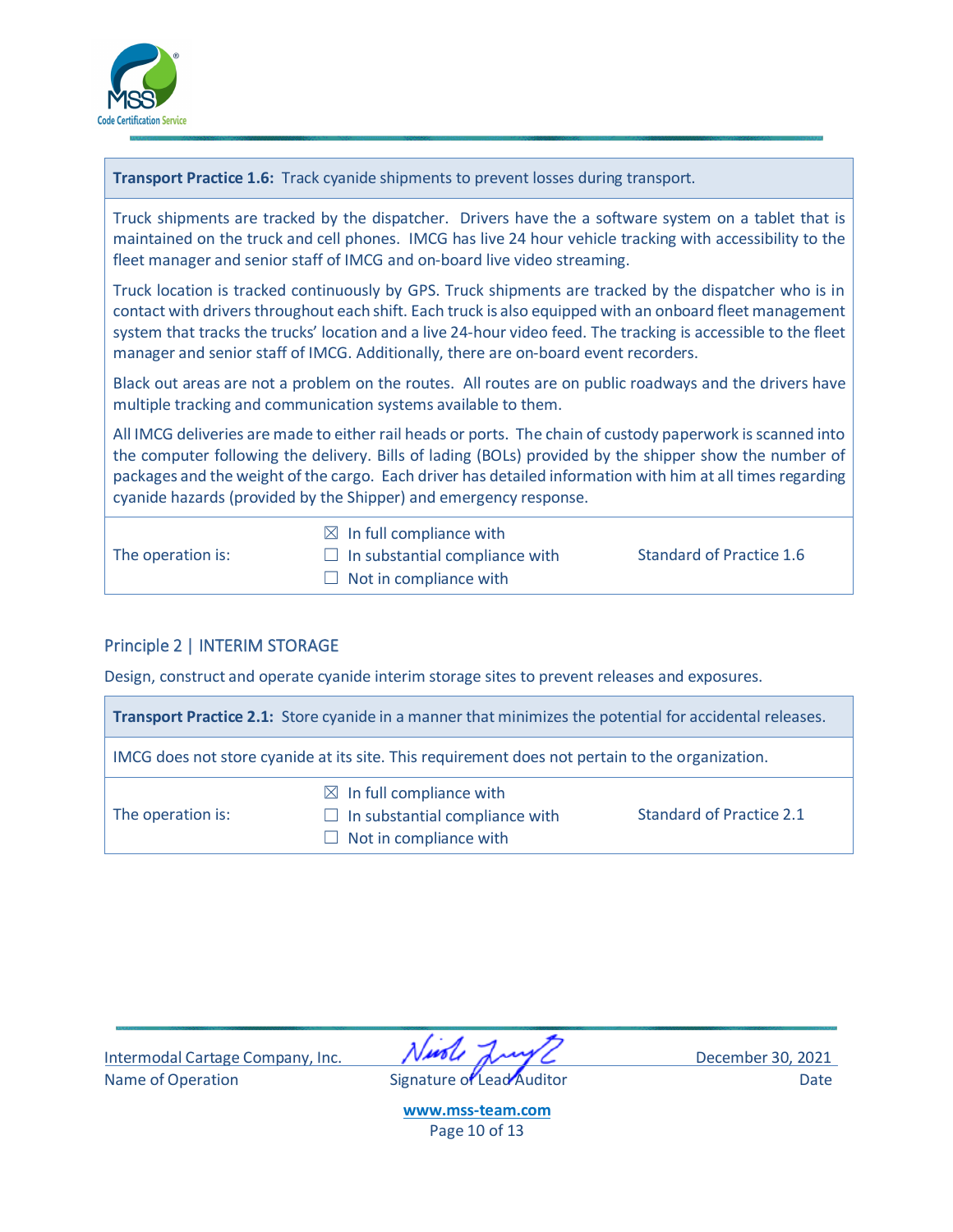**Transport Practice 1.6:** Track cyanide shipments to prevent losses during transport.

Truck shipments are tracked by the dispatcher. Drivers have the a software system on a tablet that is maintained on the truck and cell phones. IMCG has live 24 hour vehicle tracking with accessibility to the fleet manager and senior staff of IMCG and on-board live video streaming.

Truck location is tracked continuously by GPS. Truck shipments are tracked by the dispatcher who is in contact with drivers throughout each shift. Each truck is also equipped with an onboard fleet management system that tracks the trucks' location and a live 24-hour video feed. The tracking is accessible to the fleet manager and senior staff of IMCG. Additionally, there are on-board event recorders.

Black out areas are not a problem on the routes. All routes are on public roadways and the drivers have multiple tracking and communication systems available to them.

All IMCG deliveries are made to either rail heads or ports. The chain of custody paperwork is scanned into the computer following the delivery. Bills of lading (BOLs) provided by the shipper show the number of packages and the weight of the cargo. Each driver has detailed information with him at all times regarding cyanide hazards (provided by the Shipper) and emergency response.

| The operation is: | ☒ In full compliance with<br>☐ In substantial compliance with<br>☐ Not in compliance with | Standard of Practice 1.6 |
|---|---|---|

## Principle 2 | INTERIM STORAGE

Design, construct and operate cyanide interim storage sites to prevent releases and exposures.

**Transport Practice 2.1:** Store cyanide in a manner that minimizes the potential for accidental releases.

IMCG does not store cyanide at its site. This requirement does not pertain to the organization.

| The operation is: | ☒ In full compliance with<br>☐ In substantial compliance with<br>☐ Not in compliance with | Standard of Practice 2.1 |
|---|---|---|

| Intermodal Cartage Company, Inc. | | December 30, 2021 |
|---|---|---|
| Name of Operation | Signature of Lead Auditor | Date |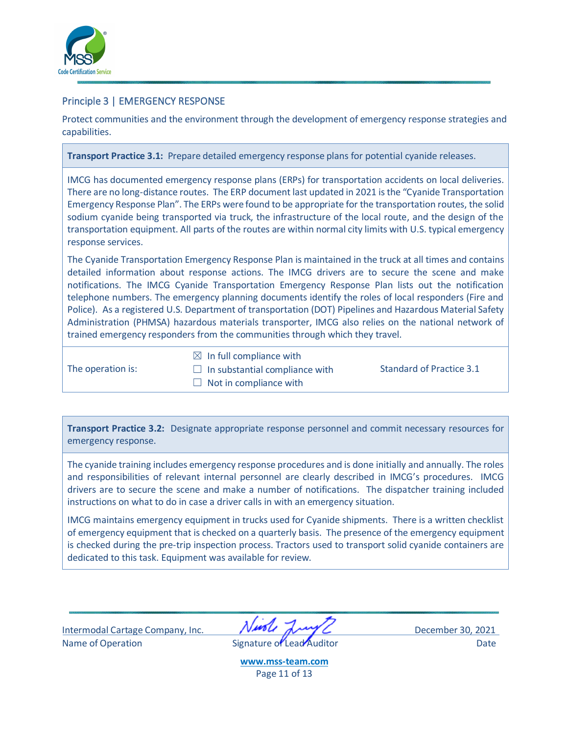## Principle 3 | EMERGENCY RESPONSE

Protect communities and the environment through the development of emergency response strategies and capabilities.

**Transport Practice 3.1:** Prepare detailed emergency response plans for potential cyanide releases.

IMCG has documented emergency response plans (ERPs) for transportation accidents on local deliveries. There are no long-distance routes. The ERP document last updated in 2021 is the "Cyanide Transportation Emergency Response Plan". The ERPs were found to be appropriate for the transportation routes, the solid sodium cyanide being transported via truck, the infrastructure of the local route, and the design of the transportation equipment. All parts of the routes are within normal city limits with U.S. typical emergency response services.

The Cyanide Transportation Emergency Response Plan is maintained in the truck at all times and contains detailed information about response actions. The IMCG drivers are to secure the scene and make notifications. The IMCG Cyanide Transportation Emergency Response Plan lists out the notification telephone numbers. The emergency planning documents identify the roles of local responders (Fire and Police). As a registered U.S. Department of transportation (DOT) Pipelines and Hazardous Material Safety Administration (PHMSA) hazardous materials transporter, IMCG also relies on the national network of trained emergency responders from the communities through which they travel.

| The operation is: | ☒ In full compliance with<br>☐ In substantial compliance with<br>☐ Not in compliance with | Standard of Practice 3.1 |
|---|---|---|

**Transport Practice 3.2:** Designate appropriate response personnel and commit necessary resources for emergency response.

The cyanide training includes emergency response procedures and is done initially and annually. The roles and responsibilities of relevant internal personnel are clearly described in IMCG's procedures. IMCG drivers are to secure the scene and make a number of notifications. The dispatcher training included instructions on what to do in case a driver calls in with an emergency situation.

IMCG maintains emergency equipment in trucks used for Cyanide shipments. There is a written checklist of emergency equipment that is checked on a quarterly basis. The presence of the emergency equipment is checked during the pre-trip inspection process. Tractors used to transport solid cyanide containers are dedicated to this task. Equipment was available for review.

| Intermodal Cartage Company, Inc. | [signature] | December 30, 2021 |
|---|---|---|
| Name of Operation | Signature of Lead Auditor | Date |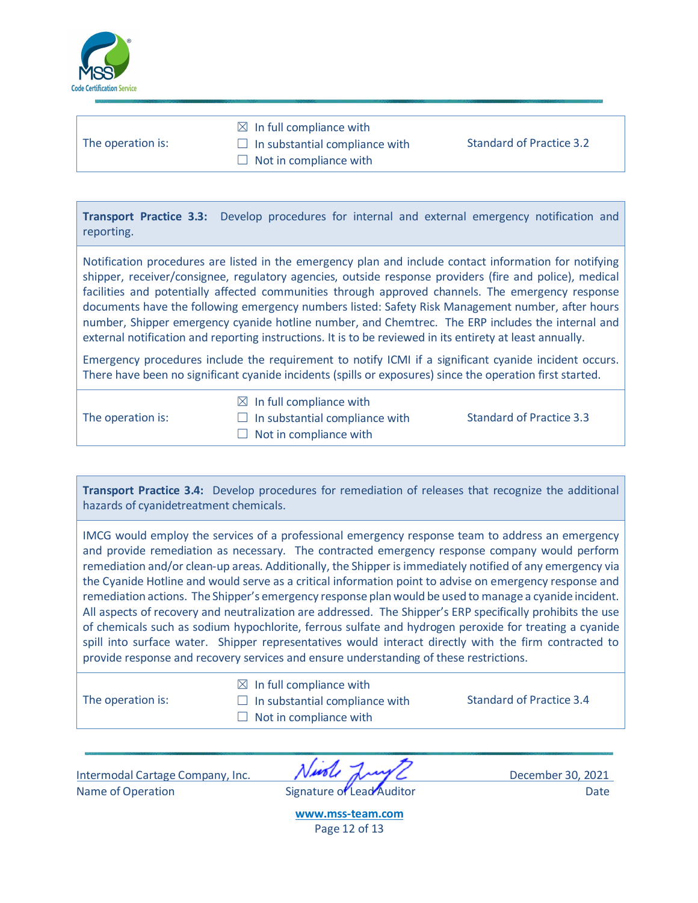| The operation is: | ☒ In full compliance with<br>☐ In substantial compliance with<br>☐ Not in compliance with | Standard of Practice 3.2 |
|---|---|---|

**Transport Practice 3.3:** Develop procedures for internal and external emergency notification and reporting.

Notification procedures are listed in the emergency plan and include contact information for notifying shipper, receiver/consignee, regulatory agencies, outside response providers (fire and police), medical facilities and potentially affected communities through approved channels. The emergency response documents have the following emergency numbers listed: Safety Risk Management number, after hours number, Shipper emergency cyanide hotline number, and Chemtrec. The ERP includes the internal and external notification and reporting instructions. It is to be reviewed in its entirety at least annually.

Emergency procedures include the requirement to notify ICMI if a significant cyanide incident occurs. There have been no significant cyanide incidents (spills or exposures) since the operation first started.

| The operation is: | ☒ In full compliance with<br>☐ In substantial compliance with<br>☐ Not in compliance with | Standard of Practice 3.3 |
|---|---|---|

**Transport Practice 3.4:** Develop procedures for remediation of releases that recognize the additional hazards of cyanidetreatment chemicals.

IMCG would employ the services of a professional emergency response team to address an emergency and provide remediation as necessary. The contracted emergency response company would perform remediation and/or clean-up areas. Additionally, the Shipper is immediately notified of any emergency via the Cyanide Hotline and would serve as a critical information point to advise on emergency response and remediation actions. The Shipper's emergency response plan would be used to manage a cyanide incident. All aspects of recovery and neutralization are addressed. The Shipper's ERP specifically prohibits the use of chemicals such as sodium hypochlorite, ferrous sulfate and hydrogen peroxide for treating a cyanide spill into surface water. Shipper representatives would interact directly with the firm contracted to provide response and recovery services and ensure understanding of these restrictions.

| The operation is: | ☒ In full compliance with<br>☐ In substantial compliance with<br>☐ Not in compliance with | Standard of Practice 3.4 |
|---|---|---|

| Intermodal Cartage Company, Inc. | [Signature] | December 30, 2021 |
|---|---|---|
| Name of Operation | Signature of Lead Auditor | Date |

www.mss-team.com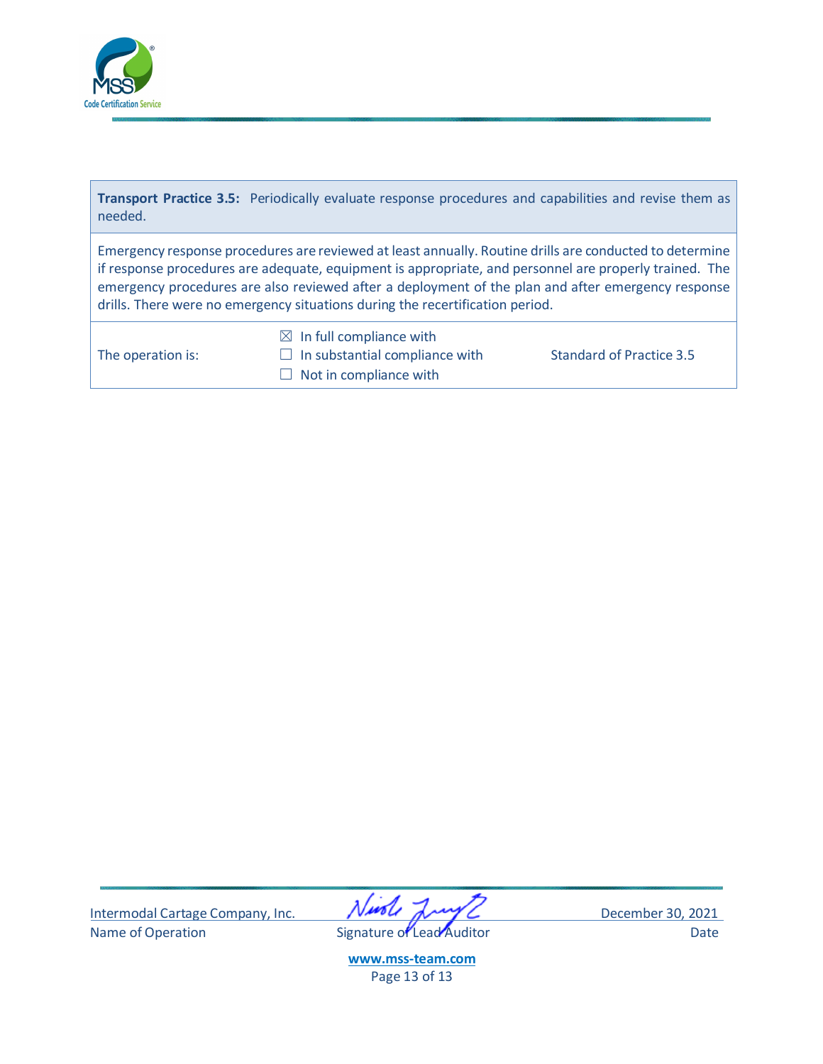| Transport Practice 3.5: Periodically evaluate response procedures and capabilities and revise them as needed. | | |
|---|---|---|
| Emergency response procedures are reviewed at least annually. Routine drills are conducted to determine if response procedures are adequate, equipment is appropriate, and personnel are properly trained. The emergency procedures are also reviewed after a deployment of the plan and after emergency response drills. There were no emergency situations during the recertification period. | | |
| The operation is: | ☒ In full compliance with<br>☐ In substantial compliance with<br>☐ Not in compliance with | Standard of Practice 3.5 |

Intermodal Cartage Company, Inc.
Name of Operation

Signature of Lead Auditor

December 30, 2021
Date

www.mss-team.com